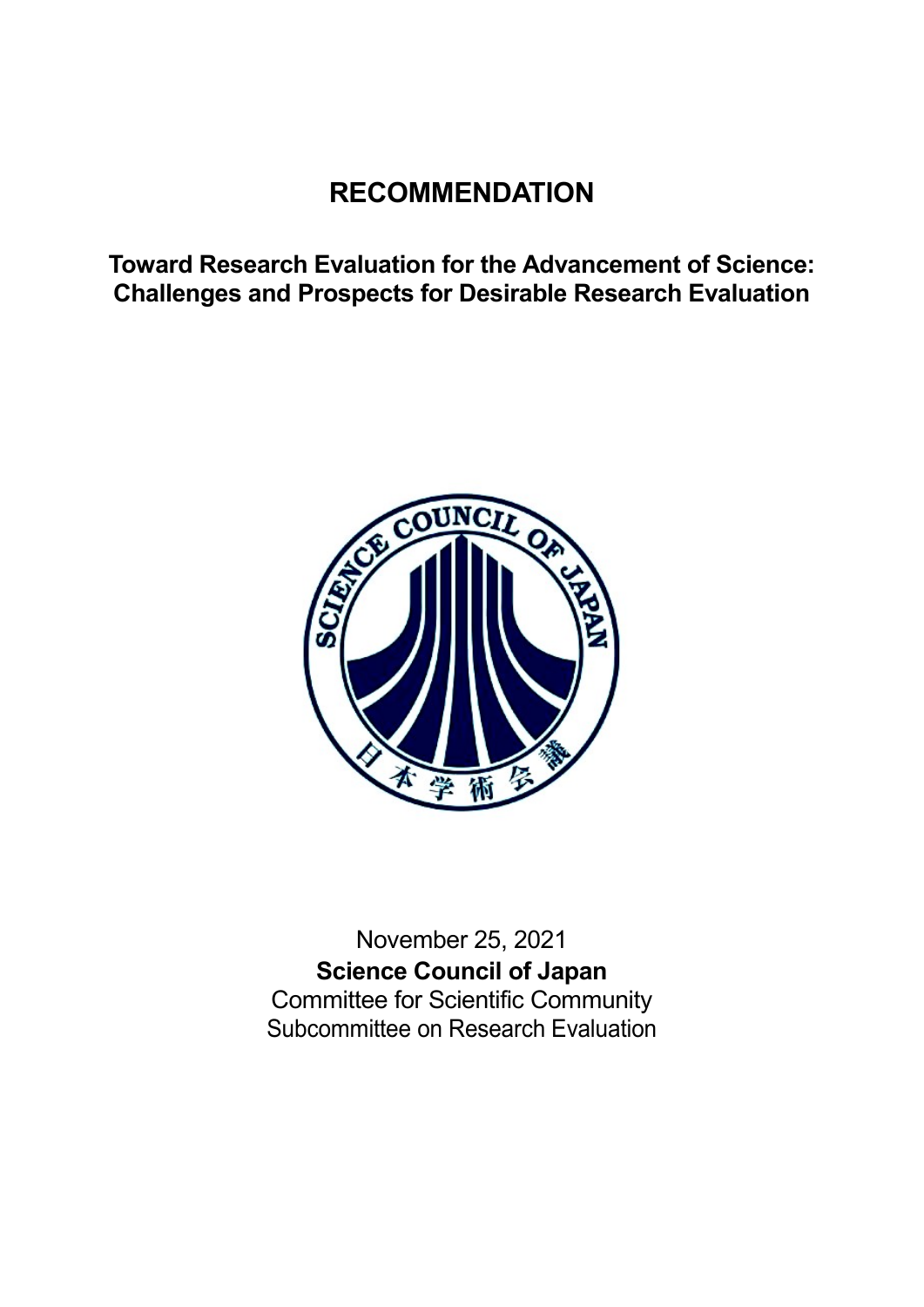# RECOMMENDATION

## Toward Research Evaluation for the Advancement of Science: Challenges and Prospects for Desirable Research Evaluation

November 25, 2021

**Science Council of Japan**

Committee for Scientific Community

Subcommittee on Research Evaluation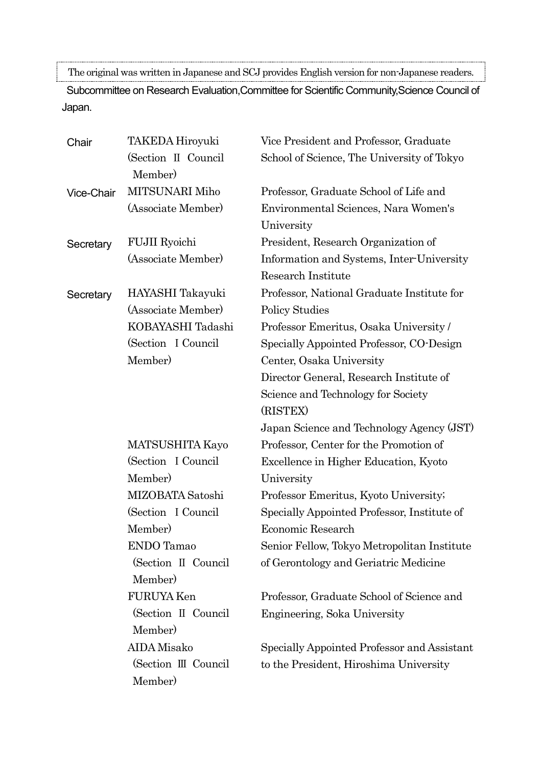The original was written in Japanese and SCJ provides English version for non-Japanese readers.

Subcommittee on Research Evaluation,Committee for Scientific Community,Science Council of Japan.

| | | |
|---|---|---|
| Chair | TAKEDA Hiroyuki (Section Ⅱ Council Member) | Vice President and Professor, Graduate School of Science, The University of Tokyo |
| Vice-Chair | MITSUNARI Miho (Associate Member) | Professor, Graduate School of Life and Environmental Sciences, Nara Women's University |
| Secretary | FUJII Ryoichi (Associate Member) | President, Research Organization of Information and Systems, Inter-University Research Institute |
| Secretary | HAYASHI Takayuki (Associate Member) | Professor, National Graduate Institute for Policy Studies |
| | KOBAYASHI Tadashi (Section Ⅰ Council Member) | Professor Emeritus, Osaka University / Specially Appointed Professor, CO-Design Center, Osaka University<br>Director General, Research Institute of Science and Technology for Society (RISTEX)<br>Japan Science and Technology Agency (JST) |
| | MATSUSHITA Kayo (Section Ⅰ Council Member) | Professor, Center for the Promotion of Excellence in Higher Education, Kyoto University |
| | MIZOBATA Satoshi (Section Ⅰ Council Member) | Professor Emeritus, Kyoto University; Specially Appointed Professor, Institute of Economic Research |
| | ENDO Tamao (Section Ⅱ Council Member) | Senior Fellow, Tokyo Metropolitan Institute of Gerontology and Geriatric Medicine |
| | FURUYA Ken (Section Ⅱ Council Member) | Professor, Graduate School of Science and Engineering, Soka University |
| | AIDA Misako (Section Ⅲ Council Member) | Specially Appointed Professor and Assistant to the President, Hiroshima University |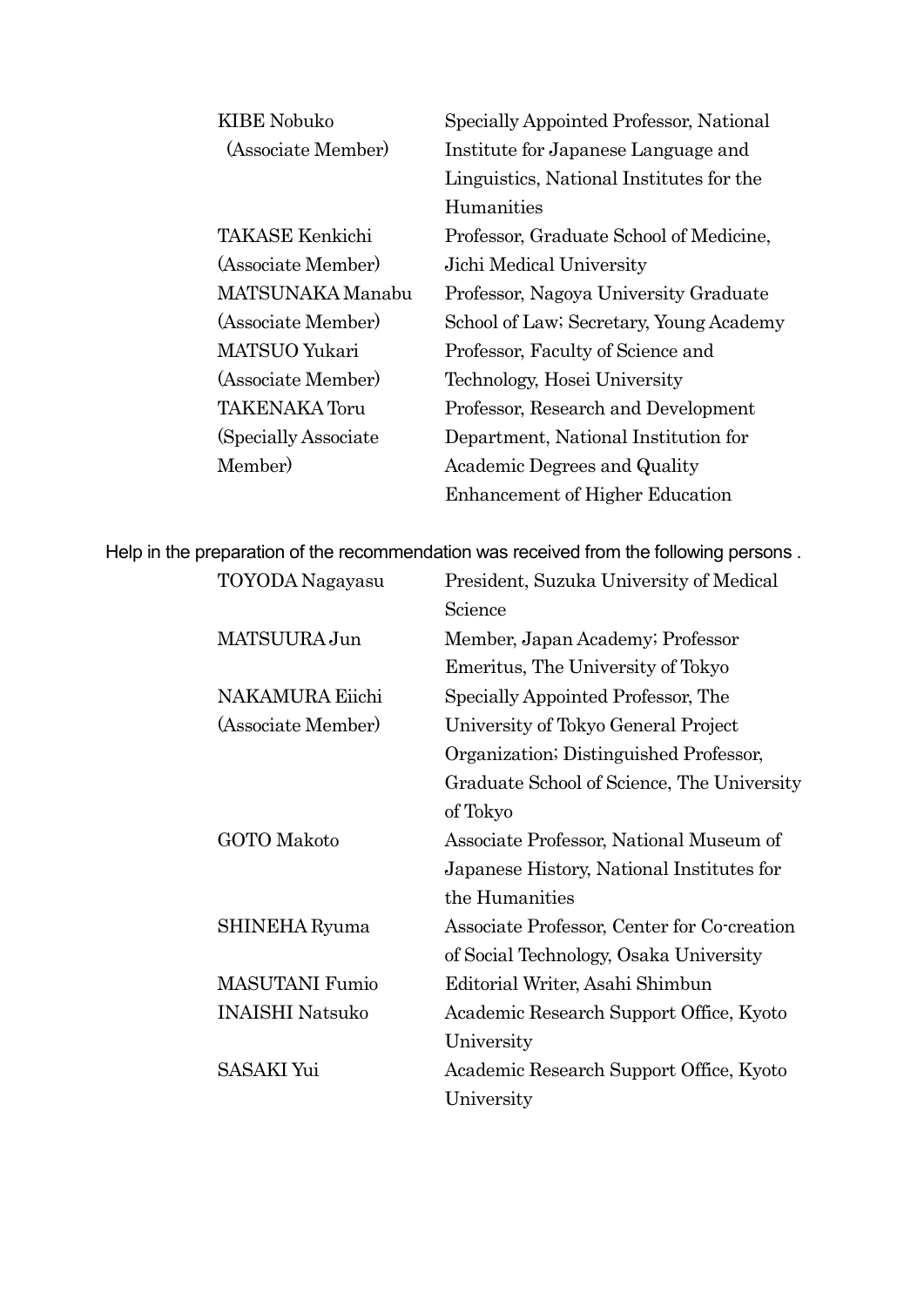| | |
|---|---|
| KIBE Nobuko (Associate Member) | Specially Appointed Professor, National Institute for Japanese Language and Linguistics, National Institutes for the Humanities |
| TAKASE Kenkichi (Associate Member) | Professor, Graduate School of Medicine, Jichi Medical University |
| MATSUNAKA Manabu (Associate Member) | Professor, Nagoya University Graduate School of Law; Secretary, Young Academy |
| MATSUO Yukari (Associate Member) | Professor, Faculty of Science and Technology, Hosei University |
| TAKENAKA Toru (Specially Associate Member) | Professor, Research and Development Department, National Institution for Academic Degrees and Quality Enhancement of Higher Education |

Help in the preparation of the recommendation was received from the following persons .

| | |
|---|---|
| TOYODA Nagayasu | President, Suzuka University of Medical Science |
| MATSUURA Jun | Member, Japan Academy; Professor Emeritus, The University of Tokyo |
| NAKAMURA Eiichi (Associate Member) | Specially Appointed Professor, The University of Tokyo General Project Organization; Distinguished Professor, Graduate School of Science, The University of Tokyo |
| GOTO Makoto | Associate Professor, National Museum of Japanese History, National Institutes for the Humanities |
| SHINEHA Ryuma | Associate Professor, Center for Co-creation of Social Technology, Osaka University |
| MASUTANI Fumio | Editorial Writer, Asahi Shimbun |
| INAISHI Natsuko | Academic Research Support Office, Kyoto University |
| SASAKI Yui | Academic Research Support Office, Kyoto University |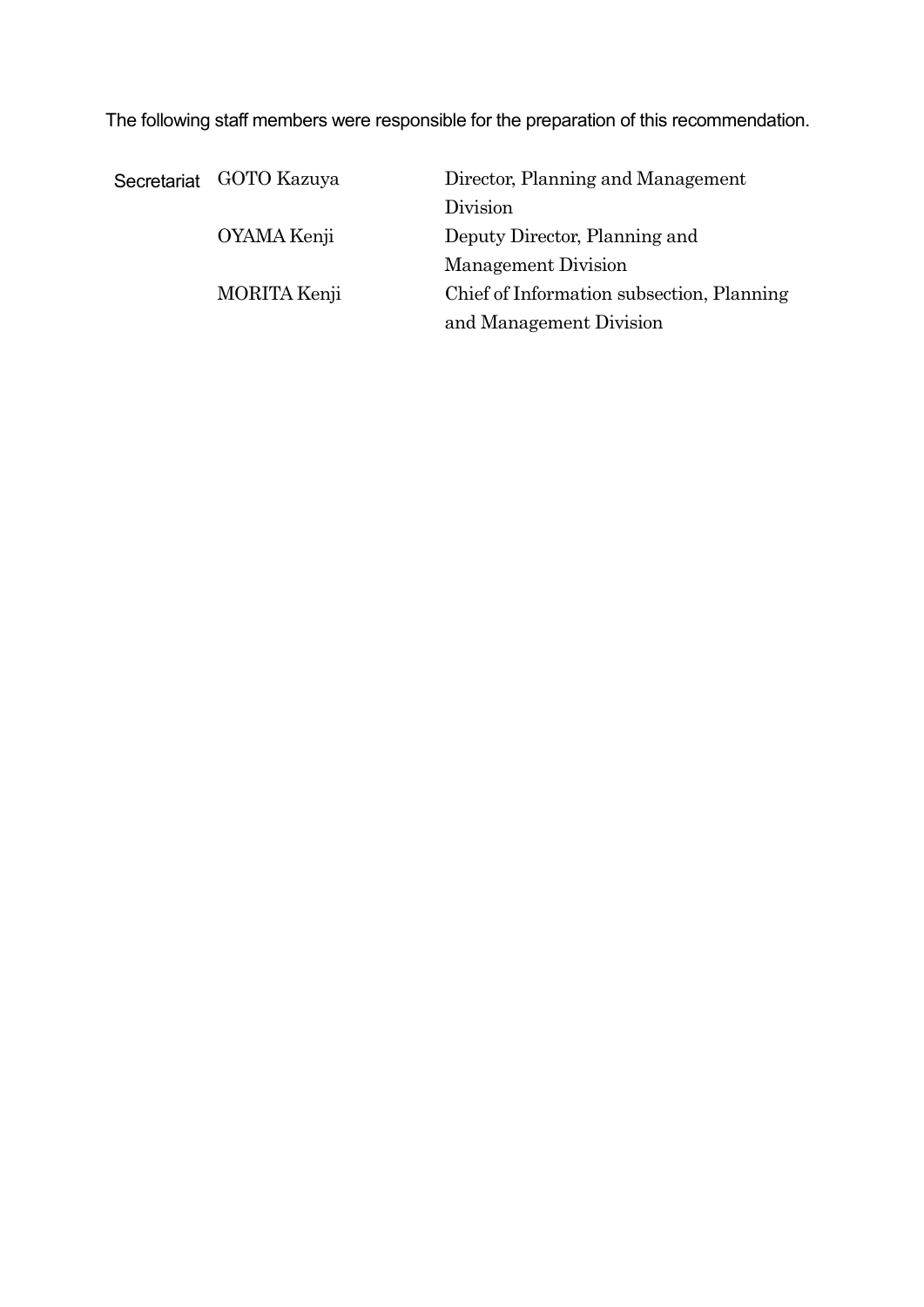The following staff members were responsible for the preparation of this recommendation.

| Secretariat | GOTO Kazuya | Director, Planning and Management Division |
| --- | --- | --- |
| | OYAMA Kenji | Deputy Director, Planning and Management Division |
| | MORITA Kenji | Chief of Information subsection, Planning and Management Division |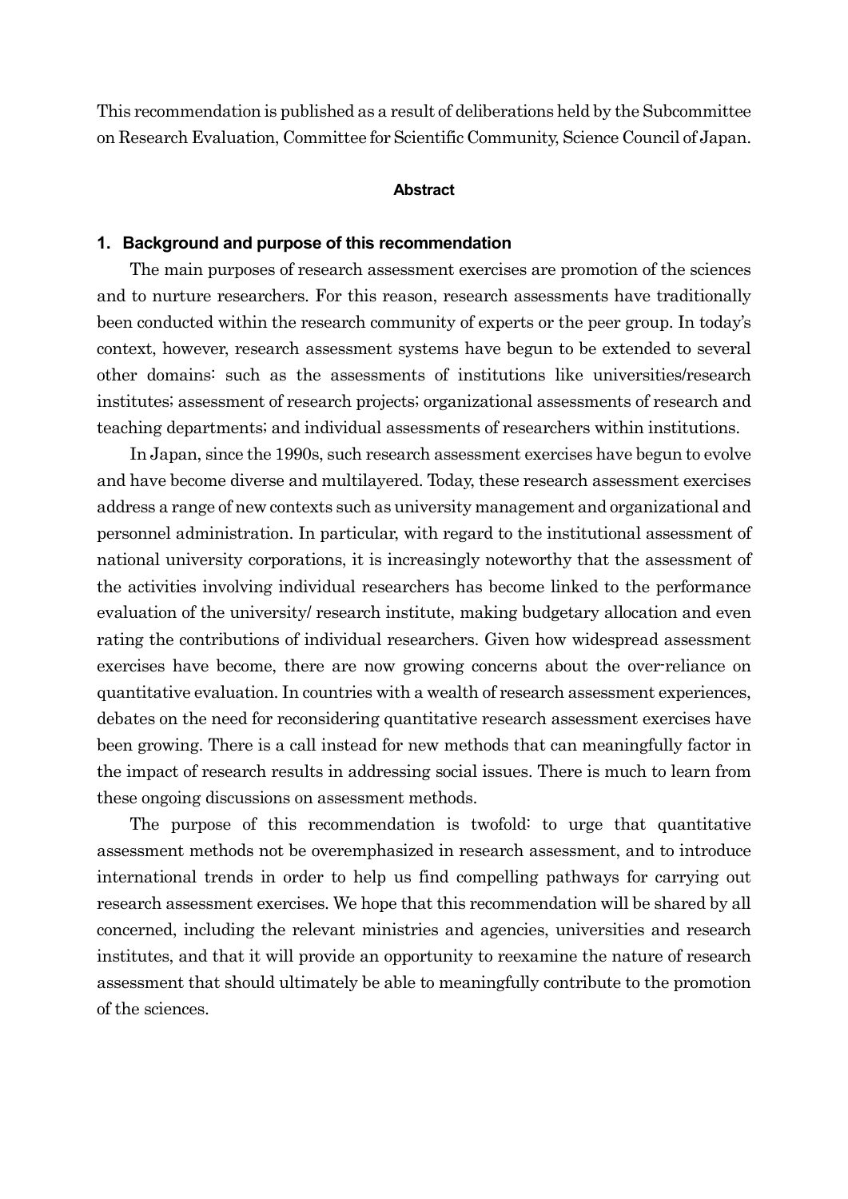This recommendation is published as a result of deliberations held by the Subcommittee on Research Evaluation, Committee for Scientific Community, Science Council of Japan.

## Abstract

### 1. Background and purpose of this recommendation

The main purposes of research assessment exercises are promotion of the sciences and to nurture researchers. For this reason, research assessments have traditionally been conducted within the research community of experts or the peer group. In today's context, however, research assessment systems have begun to be extended to several other domains: such as the assessments of institutions like universities/research institutes; assessment of research projects; organizational assessments of research and teaching departments; and individual assessments of researchers within institutions.

In Japan, since the 1990s, such research assessment exercises have begun to evolve and have become diverse and multilayered. Today, these research assessment exercises address a range of new contexts such as university management and organizational and personnel administration. In particular, with regard to the institutional assessment of national university corporations, it is increasingly noteworthy that the assessment of the activities involving individual researchers has become linked to the performance evaluation of the university/ research institute, making budgetary allocation and even rating the contributions of individual researchers. Given how widespread assessment exercises have become, there are now growing concerns about the over-reliance on quantitative evaluation. In countries with a wealth of research assessment experiences, debates on the need for reconsidering quantitative research assessment exercises have been growing. There is a call instead for new methods that can meaningfully factor in the impact of research results in addressing social issues. There is much to learn from these ongoing discussions on assessment methods.

The purpose of this recommendation is twofold: to urge that quantitative assessment methods not be overemphasized in research assessment, and to introduce international trends in order to help us find compelling pathways for carrying out research assessment exercises. We hope that this recommendation will be shared by all concerned, including the relevant ministries and agencies, universities and research institutes, and that it will provide an opportunity to reexamine the nature of research assessment that should ultimately be able to meaningfully contribute to the promotion of the sciences.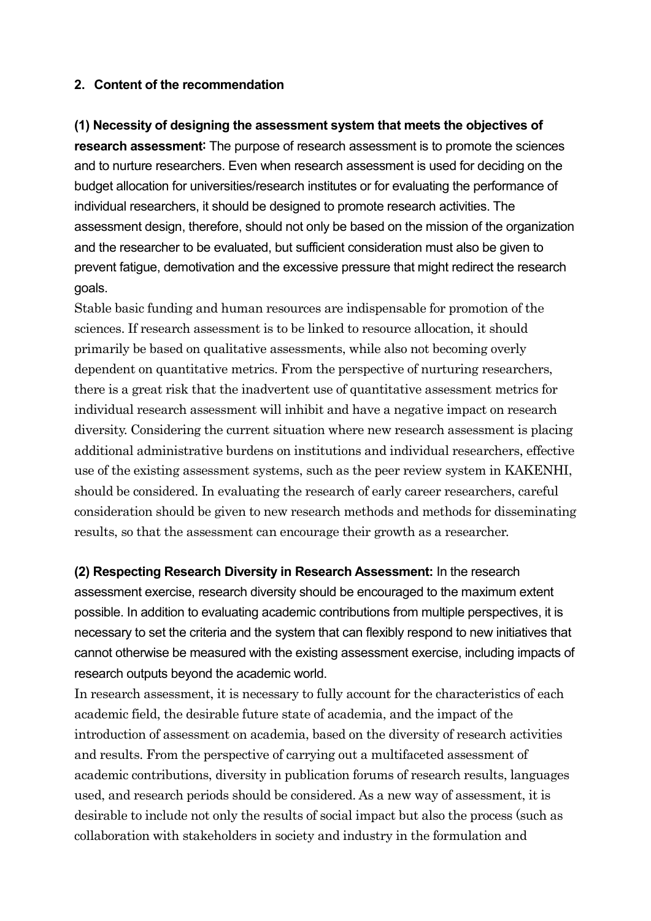## 2. Content of the recommendation

**(1) Necessity of designing the assessment system that meets the objectives of research assessment:** The purpose of research assessment is to promote the sciences and to nurture researchers. Even when research assessment is used for deciding on the budget allocation for universities/research institutes or for evaluating the performance of individual researchers, it should be designed to promote research activities. The assessment design, therefore, should not only be based on the mission of the organization and the researcher to be evaluated, but sufficient consideration must also be given to prevent fatigue, demotivation and the excessive pressure that might redirect the research goals.

Stable basic funding and human resources are indispensable for promotion of the sciences. If research assessment is to be linked to resource allocation, it should primarily be based on qualitative assessments, while also not becoming overly dependent on quantitative metrics. From the perspective of nurturing researchers, there is a great risk that the inadvertent use of quantitative assessment metrics for individual research assessment will inhibit and have a negative impact on research diversity. Considering the current situation where new research assessment is placing additional administrative burdens on institutions and individual researchers, effective use of the existing assessment systems, such as the peer review system in KAKENHI, should be considered. In evaluating the research of early career researchers, careful consideration should be given to new research methods and methods for disseminating results, so that the assessment can encourage their growth as a researcher.

**(2) Respecting Research Diversity in Research Assessment:** In the research assessment exercise, research diversity should be encouraged to the maximum extent possible. In addition to evaluating academic contributions from multiple perspectives, it is necessary to set the criteria and the system that can flexibly respond to new initiatives that cannot otherwise be measured with the existing assessment exercise, including impacts of research outputs beyond the academic world.

In research assessment, it is necessary to fully account for the characteristics of each academic field, the desirable future state of academia, and the impact of the introduction of assessment on academia, based on the diversity of research activities and results. From the perspective of carrying out a multifaceted assessment of academic contributions, diversity in publication forums of research results, languages used, and research periods should be considered. As a new way of assessment, it is desirable to include not only the results of social impact but also the process (such as collaboration with stakeholders in society and industry in the formulation and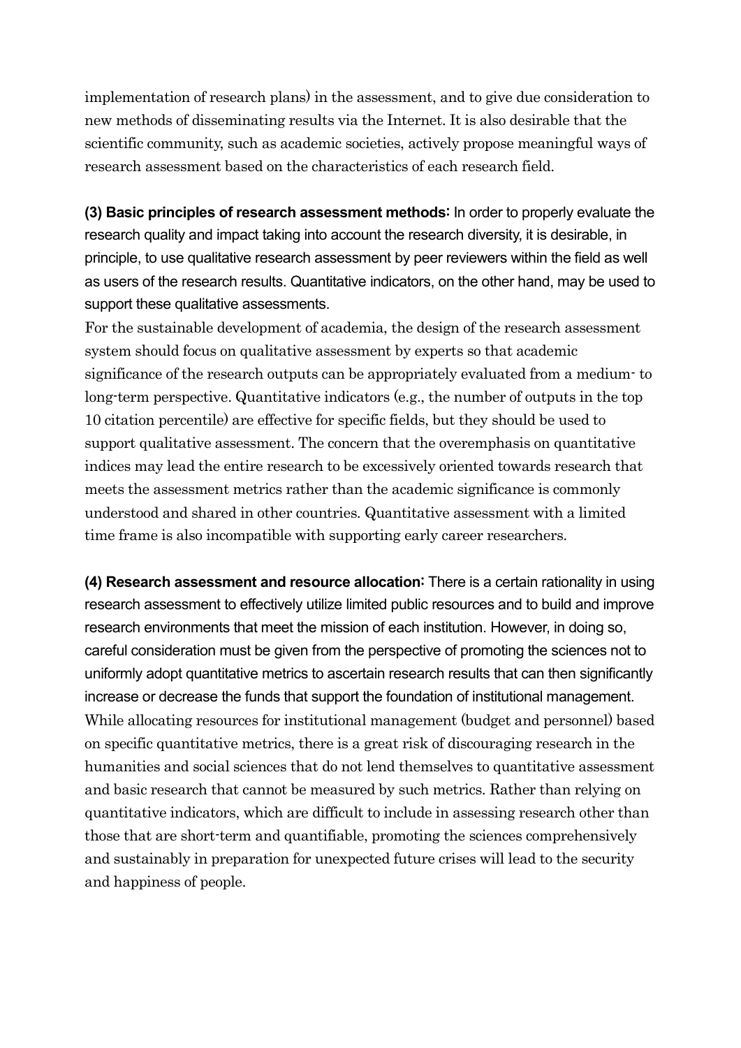implementation of research plans) in the assessment, and to give due consideration to new methods of disseminating results via the Internet. It is also desirable that the scientific community, such as academic societies, actively propose meaningful ways of research assessment based on the characteristics of each research field.

**(3) Basic principles of research assessment methods:** In order to properly evaluate the research quality and impact taking into account the research diversity, it is desirable, in principle, to use qualitative research assessment by peer reviewers within the field as well as users of the research results. Quantitative indicators, on the other hand, may be used to support these qualitative assessments.

For the sustainable development of academia, the design of the research assessment system should focus on qualitative assessment by experts so that academic significance of the research outputs can be appropriately evaluated from a medium- to long-term perspective. Quantitative indicators (e.g., the number of outputs in the top 10 citation percentile) are effective for specific fields, but they should be used to support qualitative assessment. The concern that the overemphasis on quantitative indices may lead the entire research to be excessively oriented towards research that meets the assessment metrics rather than the academic significance is commonly understood and shared in other countries. Quantitative assessment with a limited time frame is also incompatible with supporting early career researchers.

**(4) Research assessment and resource allocation:** There is a certain rationality in using research assessment to effectively utilize limited public resources and to build and improve research environments that meet the mission of each institution. However, in doing so, careful consideration must be given from the perspective of promoting the sciences not to uniformly adopt quantitative metrics to ascertain research results that can then significantly increase or decrease the funds that support the foundation of institutional management.

While allocating resources for institutional management (budget and personnel) based on specific quantitative metrics, there is a great risk of discouraging research in the humanities and social sciences that do not lend themselves to quantitative assessment and basic research that cannot be measured by such metrics. Rather than relying on quantitative indicators, which are difficult to include in assessing research other than those that are short-term and quantifiable, promoting the sciences comprehensively and sustainably in preparation for unexpected future crises will lead to the security and happiness of people.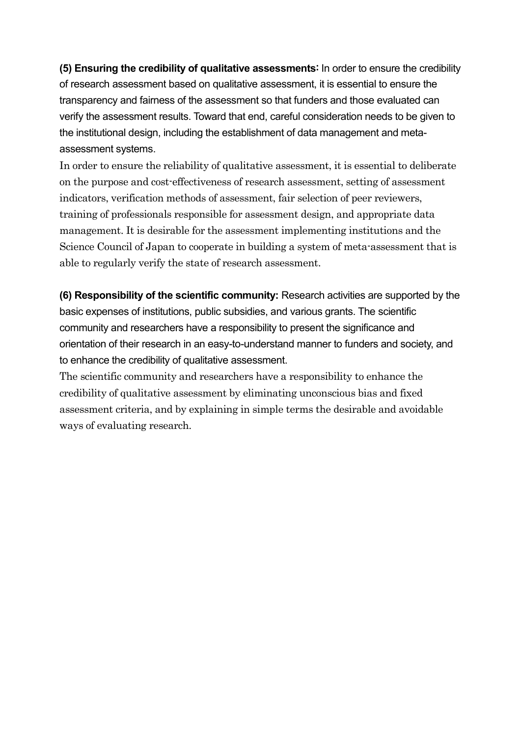**(5) Ensuring the credibility of qualitative assessments:** In order to ensure the credibility of research assessment based on qualitative assessment, it is essential to ensure the transparency and fairness of the assessment so that funders and those evaluated can verify the assessment results. Toward that end, careful consideration needs to be given to the institutional design, including the establishment of data management and meta-assessment systems.

In order to ensure the reliability of qualitative assessment, it is essential to deliberate on the purpose and cost-effectiveness of research assessment, setting of assessment indicators, verification methods of assessment, fair selection of peer reviewers, training of professionals responsible for assessment design, and appropriate data management. It is desirable for the assessment implementing institutions and the Science Council of Japan to cooperate in building a system of meta-assessment that is able to regularly verify the state of research assessment.

**(6) Responsibility of the scientific community:** Research activities are supported by the basic expenses of institutions, public subsidies, and various grants. The scientific community and researchers have a responsibility to present the significance and orientation of their research in an easy-to-understand manner to funders and society, and to enhance the credibility of qualitative assessment.

The scientific community and researchers have a responsibility to enhance the credibility of qualitative assessment by eliminating unconscious bias and fixed assessment criteria, and by explaining in simple terms the desirable and avoidable ways of evaluating research.